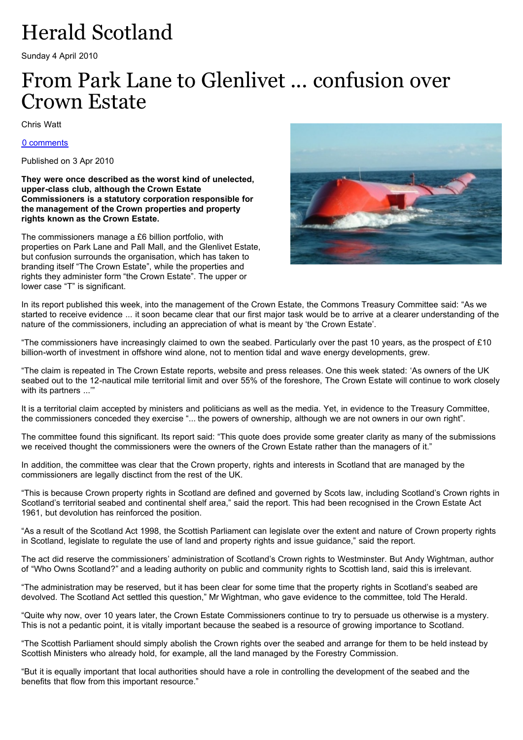# Herald Scotland

Sunday 4 April 2010

# From Park Lane to Glenlivet ... confusion over Crown Estate

Chris Watt

0 comments

Published on 3 Apr 2010

**They were once described as the worst kind of unelected, upper-class club, although the Crown Estate Commissioners is a statutory corporation responsible for the management of the Crown properties and property rights known as the Crown Estate.**

The commissioners manage a £6 billion portfolio, with properties on Park Lane and Pall Mall, and the Glenlivet Estate, but confusion surrounds the organisation, which has taken to branding itself "The Crown Estate", while the properties and rights they administer form "the Crown Estate". The upper or lower case "T" is significant.

In its report published this week, into the management of the Crown Estate, the Commons Treasury Committee said: "As we started to receive evidence ... it soon became clear that our first major task would be to arrive at a clearer understanding of the nature of the commissioners, including an appreciation of what is meant by 'the Crown Estate'.

"The commissioners have increasingly claimed to own the seabed. Particularly over the past 10 years, as the prospect of £10 billion-worth of investment in offshore wind alone, not to mention tidal and wave energy developments, grew.

"The claim is repeated in The Crown Estate reports, website and press releases. One this week stated: 'As owners of the UK seabed out to the 12-nautical mile territorial limit and over 55% of the foreshore, The Crown Estate will continue to work closely with its partners ...'"

It is a territorial claim accepted by ministers and politicians as well as the media. Yet, in evidence to the Treasury Committee, the commissioners conceded they exercise "... the powers of ownership, although we are not owners in our own right".

The committee found this significant. Its report said: "This quote does provide some greater clarity as many of the submissions we received thought the commissioners were the owners of the Crown Estate rather than the managers of it."

In addition, the committee was clear that the Crown property, rights and interests in Scotland that are managed by the commissioners are legally disctinct from the rest of the UK.

"This is because Crown property rights in Scotland are defined and governed by Scots law, including Scotland's Crown rights in Scotland's territorial seabed and continental shelf area," said the report. This had been recognised in the Crown Estate Act 1961, but devolution has reinforced the position.

"As a result of the Scotland Act 1998, the Scottish Parliament can legislate over the extent and nature of Crown property rights in Scotland, legislate to regulate the use of land and property rights and issue guidance," said the report.

The act did reserve the commissioners' administration of Scotland's Crown rights to Westminster. But Andy Wightman, author of "Who Owns Scotland?" and a leading authority on public and community rights to Scottish land, said this is irrelevant.

"The administration may be reserved, but it has been clear for some time that the property rights in Scotland's seabed are devolved. The Scotland Act settled this question," Mr Wightman, who gave evidence to the committee, told The Herald.

"Quite why now, over 10 years later, the Crown Estate Commissioners continue to try to persuade us otherwise is a mystery. This is not a pedantic point, it is vitally important because the seabed is a resource of growing importance to Scotland.

"The Scottish Parliament should simply abolish the Crown rights over the seabed and arrange for them to be held instead by Scottish Ministers who already hold, for example, all the land managed by the Forestry Commission.

"But it is equally important that local authorities should have a role in controlling the development of the seabed and the benefits that flow from this important resource."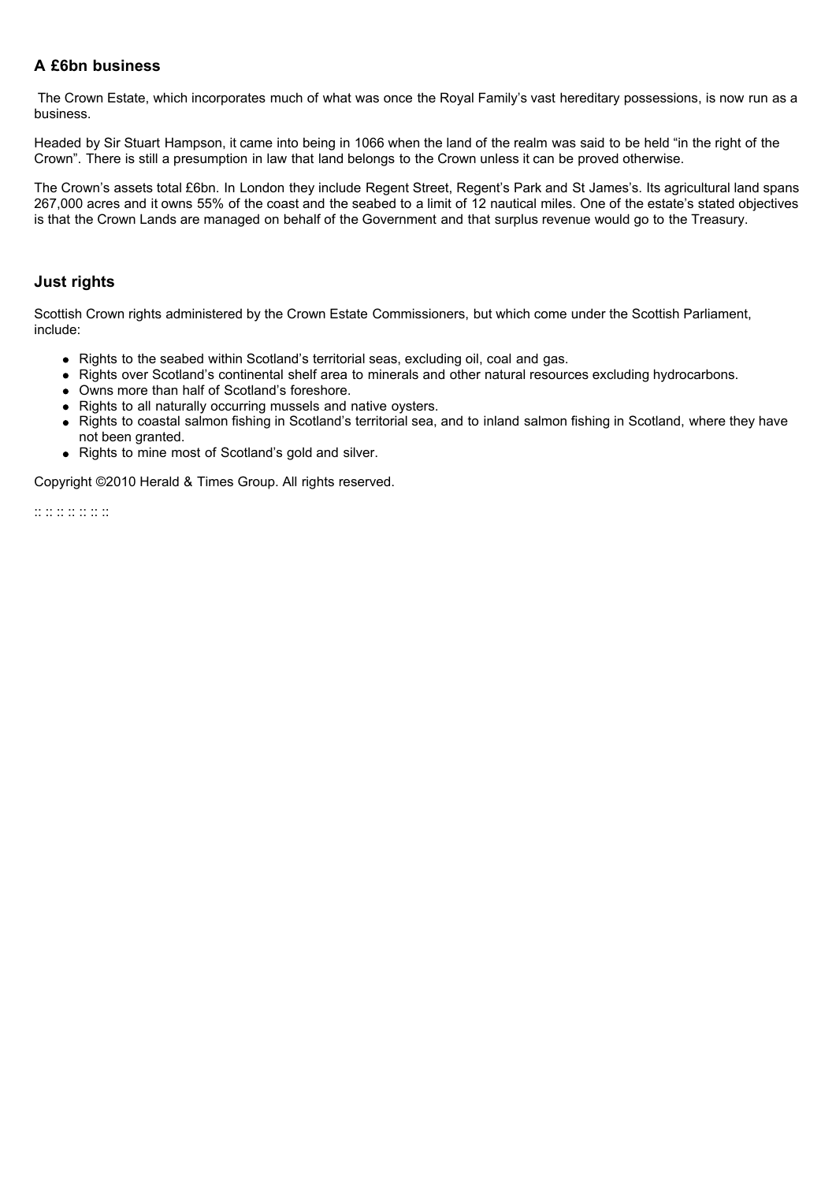## A £6bn business

The Crown Estate, which incorporates much of what was once the Royal Family's vast hereditary possessions, is now run as a business.

Headed by Sir Stuart Hampson, it came into being in 1066 when the land of the realm was said to be held "in the right of the Crown". There is still a presumption in law that land belongs to the Crown unless it can be proved otherwise.

The Crown's assets total £6bn. In London they include Regent Street, Regent's Park and St James's. Its agricultural land spans 267,000 acres and it owns 55% of the coast and the seabed to a limit of 12 nautical miles. One of the estate's stated objectives is that the Crown Lands are managed on behalf of the Government and that surplus revenue would go to the Treasury.

## Just rights

Scottish Crown rights administered by the Crown Estate Commissioners, but which come under the Scottish Parliament, include:

- Rights to the seabed within Scotland's territorial seas, excluding oil, coal and gas.
- Rights over Scotland's continental shelf area to minerals and other natural resources excluding hydrocarbons.
- Owns more than half of Scotland's foreshore.
- Rights to all naturally occurring mussels and native oysters.
- Rights to coastal salmon fishing in Scotland's territorial sea, and to inland salmon fishing in Scotland, where they have not been granted.
- Rights to mine most of Scotland's gold and silver.

Copyright ©2010 Herald & Times Group. All rights reserved.

:: :: :: :: :: :: ::